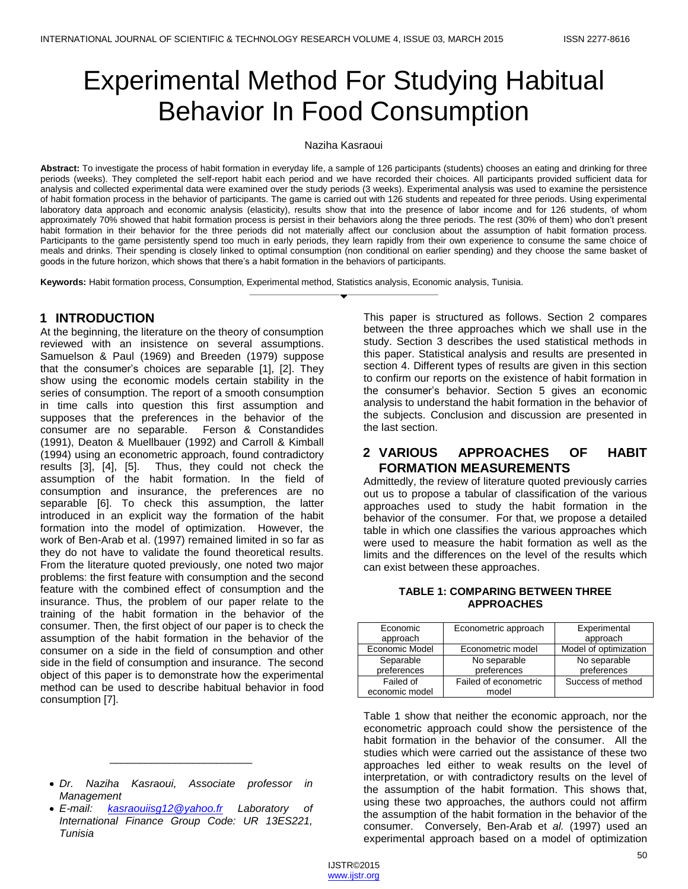# Experimental Method For Studying Habitual Behavior In Food Consumption

Naziha Kasraoui

**Abstract:** To investigate the process of habit formation in everyday life, a sample of 126 participants (students) chooses an eating and drinking for three periods (weeks). They completed the self-report habit each period and we have recorded their choices. All participants provided sufficient data for analysis and collected experimental data were examined over the study periods (3 weeks). Experimental analysis was used to examine the persistence of habit formation process in the behavior of participants. The game is carried out with 126 students and repeated for three periods. Using experimental laboratory data approach and economic analysis (elasticity), results show that into the presence of labor income and for 126 students, of whom approximately 70% showed that habit formation process is persist in their behaviors along the three periods. The rest (30% of them) who don't present habit formation in their behavior for the three periods did not materially affect our conclusion about the assumption of habit formation process. Participants to the game persistently spend too much in early periods, they learn rapidly from their own experience to consume the same choice of meals and drinks. Their spending is closely linked to optimal consumption (non conditional on earlier spending) and they choose the same basket of goods in the future horizon, which shows that there's a habit formation in the behaviors of participants.

**Keywords:** Habit formation process, Consumption, Experimental method, Statistics analysis, Economic analysis, Tunisia.

## 1 INTRODUCTION

At the beginning, the literature on the theory of consumption reviewed with an insistence on several assumptions. Samuelson & Paul (1969) and Breeden (1979) suppose that the consumer's choices are separable [1], [2]. They show using the economic models certain stability in the series of consumption. The report of a smooth consumption in time calls into question this first assumption and supposes that the preferences in the behavior of the consumer are no separable. Ferson & Constandides (1991), Deaton & Muellbauer (1992) and Carroll & Kimball (1994) using an econometric approach, found contradictory results [3], [4], [5]. Thus, they could not check the assumption of the habit formation. In the field of consumption and insurance, the preferences are no separable [6]. To check this assumption, the latter introduced in an explicit way the formation of the habit formation into the model of optimization. However, the work of Ben-Arab et al. (1997) remained limited in so far as they do not have to validate the found theoretical results. From the literature quoted previously, one noted two major problems: the first feature with consumption and the second feature with the combined effect of consumption and the insurance. Thus, the problem of our paper relate to the training of the habit formation in the behavior of the consumer. Then, the first object of our paper is to check the assumption of the habit formation in the behavior of the consumer on a side in the field of consumption and other side in the field of consumption and insurance. The second object of this paper is to demonstrate how the experimental method can be used to describe habitual behavior in food consumption [7].

- *Dr. Naziha Kasraoui, Associate professor in Management*
- *E-mail: kasraouiisg12@yahoo.fr Laboratory of International Finance Group Code: UR 13ES221, Tunisia*

This paper is structured as follows. Section 2 compares between the three approaches which we shall use in the study. Section 3 describes the used statistical methods in this paper. Statistical analysis and results are presented in section 4. Different types of results are given in this section to confirm our reports on the existence of habit formation in the consumer's behavior. Section 5 gives an economic analysis to understand the habit formation in the behavior of the subjects. Conclusion and discussion are presented in the last section.

## 2 VARIOUS APPROACHES OF HABIT FORMATION MEASUREMENTS

Admittedly, the review of literature quoted previously carries out us to propose a tabular of classification of the various approaches used to study the habit formation in the behavior of the consumer. For that, we propose a detailed table in which one classifies the various approaches which were used to measure the habit formation as well as the limits and the differences on the level of the results which can exist between these approaches.

**TABLE 1: COMPARING BETWEEN THREE APPROACHES**

| Economic approach | Econometric approach | Experimental approach |
|---|---|---|
| Economic Model | Econometric model | Model of optimization |
| Separable preferences | No separable preferences | No separable preferences |
| Failed of economic model | Failed of econometric model | Success of method |

Table 1 show that neither the economic approach, nor the econometric approach could show the persistence of the habit formation in the behavior of the consumer. All the studies which were carried out the assistance of these two approaches led either to weak results on the level of interpretation, or with contradictory results on the level of the assumption of the habit formation. This shows that, using these two approaches, the authors could not affirm the assumption of the habit formation in the behavior of the consumer. Conversely, Ben-Arab et *al.* (1997) used an experimental approach based on a model of optimization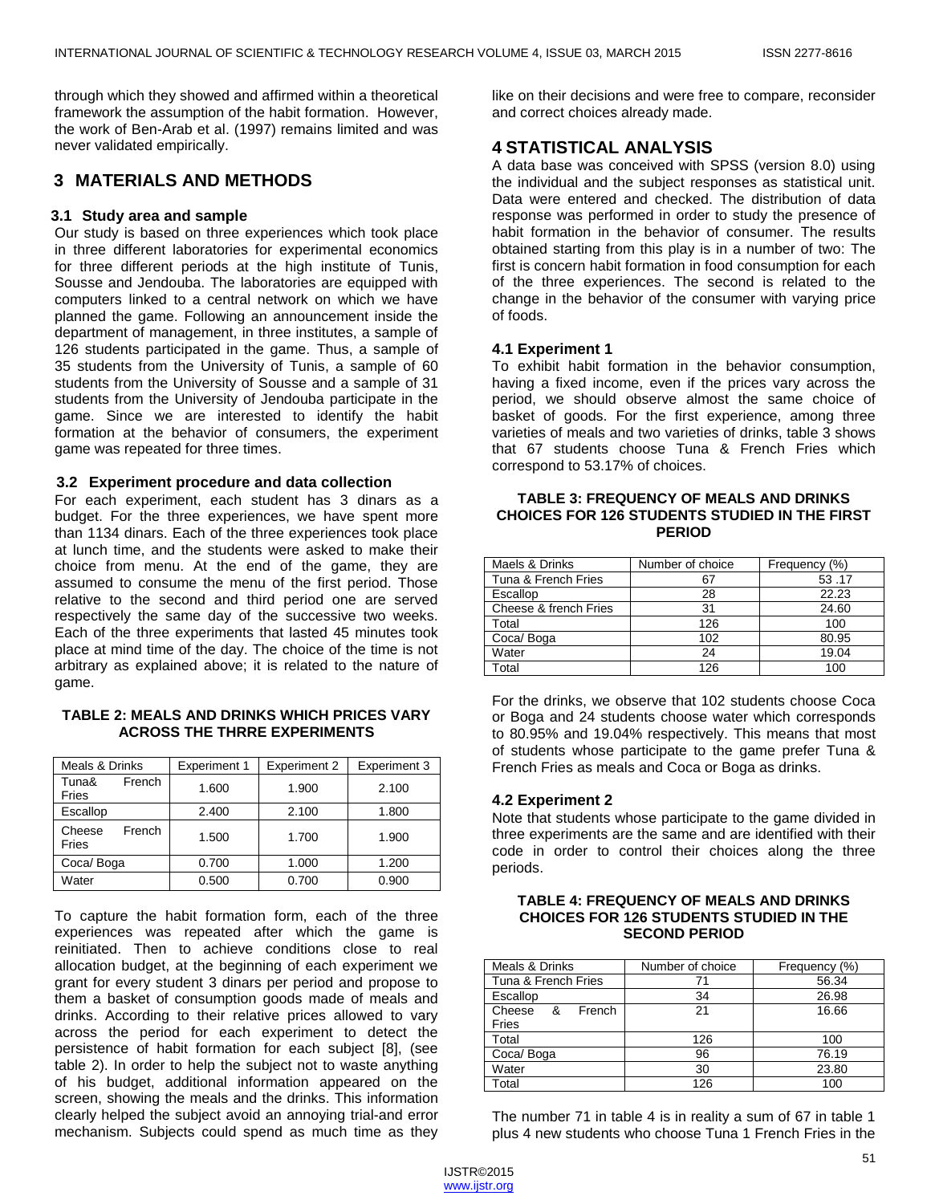through which they showed and affirmed within a theoretical framework the assumption of the habit formation. However, the work of Ben-Arab et al. (1997) remains limited and was never validated empirically.

## 3 MATERIALS AND METHODS

### 3.1 Study area and sample

Our study is based on three experiences which took place in three different laboratories for experimental economics for three different periods at the high institute of Tunis, Sousse and Jendouba. The laboratories are equipped with computers linked to a central network on which we have planned the game. Following an announcement inside the department of management, in three institutes, a sample of 126 students participated in the game. Thus, a sample of 35 students from the University of Tunis, a sample of 60 students from the University of Sousse and a sample of 31 students from the University of Jendouba participate in the game. Since we are interested to identify the habit formation at the behavior of consumers, the experiment game was repeated for three times.

### 3.2 Experiment procedure and data collection

For each experiment, each student has 3 dinars as a budget. For the three experiences, we have spent more than 1134 dinars. Each of the three experiences took place at lunch time, and the students were asked to make their choice from menu. At the end of the game, they are assumed to consume the menu of the first period. Those relative to the second and third period one are served respectively the same day of the successive two weeks. Each of the three experiments that lasted 45 minutes took place at mind time of the day. The choice of the time is not arbitrary as explained above; it is related to the nature of game.

**TABLE 2: MEALS AND DRINKS WHICH PRICES VARY ACROSS THE THRRE EXPERIMENTS**

| Meals & Drinks | Experiment 1 | Experiment 2 | Experiment 3 |
|---|---|---|---|
| Tuna& French Fries | 1.600 | 1.900 | 2.100 |
| Escallop | 2.400 | 2.100 | 1.800 |
| Cheese French Fries | 1.500 | 1.700 | 1.900 |
| Coca/ Boga | 0.700 | 1.000 | 1.200 |
| Water | 0.500 | 0.700 | 0.900 |

To capture the habit formation form, each of the three experiences was repeated after which the game is reinitiated. Then to achieve conditions close to real allocation budget, at the beginning of each experiment we grant for every student 3 dinars per period and propose to them a basket of consumption goods made of meals and drinks. According to their relative prices allowed to vary across the period for each experiment to detect the persistence of habit formation for each subject [8], (see table 2). In order to help the subject not to waste anything of his budget, additional information appeared on the screen, showing the meals and the drinks. This information clearly helped the subject avoid an annoying trial-and error mechanism. Subjects could spend as much time as they like on their decisions and were free to compare, reconsider and correct choices already made.

## 4 STATISTICAL ANALYSIS

A data base was conceived with SPSS (version 8.0) using the individual and the subject responses as statistical unit. Data were entered and checked. The distribution of data response was performed in order to study the presence of habit formation in the behavior of consumer. The results obtained starting from this play is in a number of two: The first is concern habit formation in food consumption for each of the three experiences. The second is related to the change in the behavior of the consumer with varying price of foods.

### 4.1 Experiment 1

To exhibit habit formation in the behavior consumption, having a fixed income, even if the prices vary across the period, we should observe almost the same choice of basket of goods. For the first experience, among three varieties of meals and two varieties of drinks, table 3 shows that 67 students choose Tuna & French Fries which correspond to 53.17% of choices.

**TABLE 3: FREQUENCY OF MEALS AND DRINKS CHOICES FOR 126 STUDENTS STUDIED IN THE FIRST PERIOD**

| Maels & Drinks | Number of choice | Frequency (%) |
|---|---|---|
| Tuna & French Fries | 67 | 53 .17 |
| Escallop | 28 | 22.23 |
| Cheese & french Fries | 31 | 24.60 |
| Total | 126 | 100 |
| Coca/ Boga | 102 | 80.95 |
| Water | 24 | 19.04 |
| Total | 126 | 100 |

For the drinks, we observe that 102 students choose Coca or Boga and 24 students choose water which corresponds to 80.95% and 19.04% respectively. This means that most of students whose participate to the game prefer Tuna & French Fries as meals and Coca or Boga as drinks.

### 4.2 Experiment 2

Note that students whose participate to the game divided in three experiments are the same and are identified with their code in order to control their choices along the three periods.

**TABLE 4: FREQUENCY OF MEALS AND DRINKS CHOICES FOR 126 STUDENTS STUDIED IN THE SECOND PERIOD**

| Meals & Drinks | Number of choice | Frequency (%) |
|---|---|---|
| Tuna & French Fries | 71 | 56.34 |
| Escallop | 34 | 26.98 |
| Cheese & French Fries | 21 | 16.66 |
| Total | 126 | 100 |
| Coca/ Boga | 96 | 76.19 |
| Water | 30 | 23.80 |
| Total | 126 | 100 |

The number 71 in table 4 is in reality a sum of 67 in table 1 plus 4 new students who choose Tuna 1 French Fries in the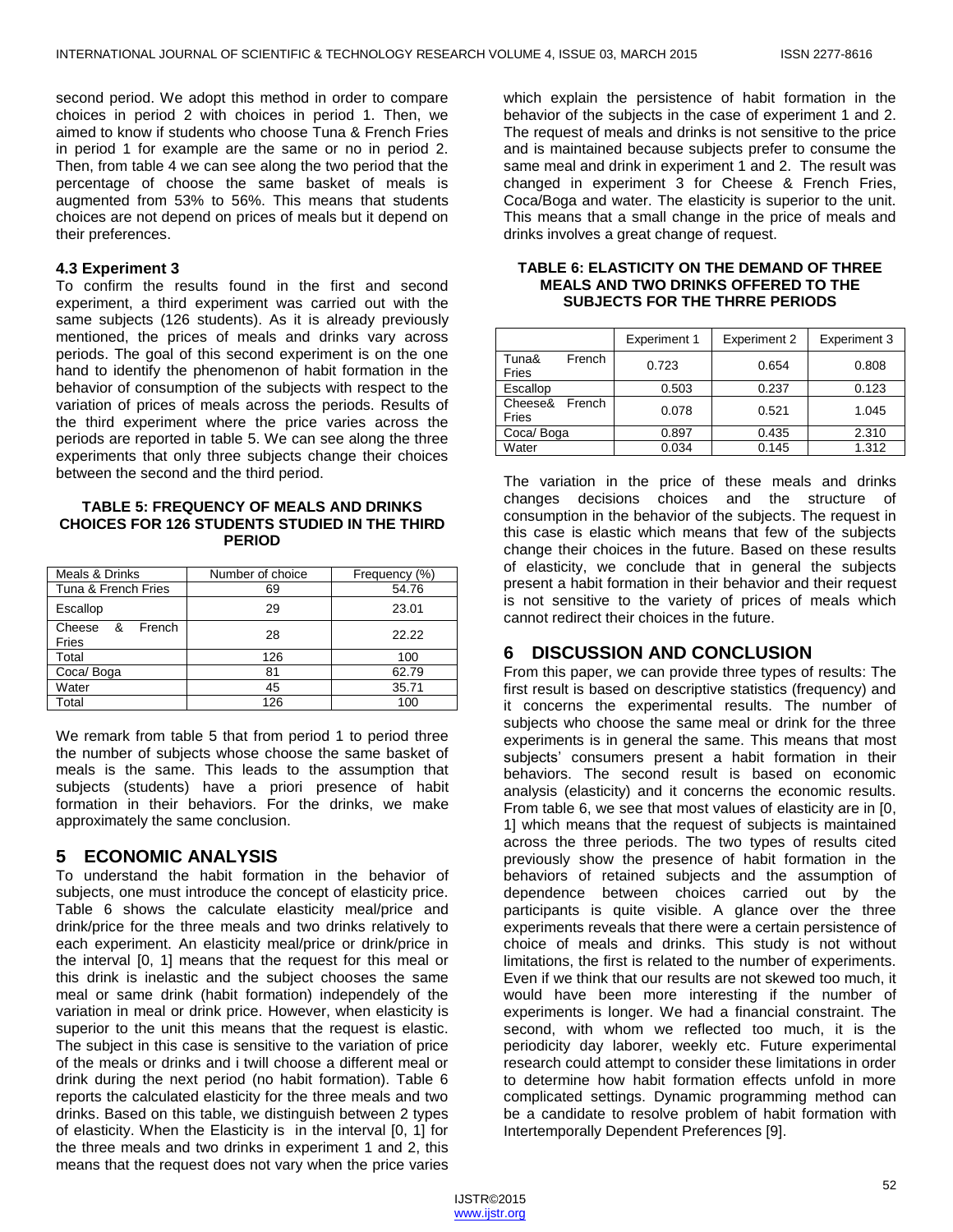second period. We adopt this method in order to compare choices in period 2 with choices in period 1. Then, we aimed to know if students who choose Tuna & French Fries in period 1 for example are the same or no in period 2. Then, from table 4 we can see along the two period that the percentage of choose the same basket of meals is augmented from 53% to 56%. This means that students choices are not depend on prices of meals but it depend on their preferences.

### 4.3 Experiment 3

To confirm the results found in the first and second experiment, a third experiment was carried out with the same subjects (126 students). As it is already previously mentioned, the prices of meals and drinks vary across periods. The goal of this second experiment is on the one hand to identify the phenomenon of habit formation in the behavior of consumption of the subjects with respect to the variation of prices of meals across the periods. Results of the third experiment where the price varies across the periods are reported in table 5. We can see along the three experiments that only three subjects change their choices between the second and the third period.

**TABLE 5: FREQUENCY OF MEALS AND DRINKS CHOICES FOR 126 STUDENTS STUDIED IN THE THIRD PERIOD**

| Meals & Drinks | Number of choice | Frequency (%) |
|---|---|---|
| Tuna & French Fries | 69 | 54.76 |
| Escallop | 29 | 23.01 |
| Cheese & French Fries | 28 | 22.22 |
| Total | 126 | 100 |
| Coca/ Boga | 81 | 62.79 |
| Water | 45 | 35.71 |
| Total | 126 | 100 |

We remark from table 5 that from period 1 to period three the number of subjects whose choose the same basket of meals is the same. This leads to the assumption that subjects (students) have a priori presence of habit formation in their behaviors. For the drinks, we make approximately the same conclusion.

## 5 ECONOMIC ANALYSIS

To understand the habit formation in the behavior of subjects, one must introduce the concept of elasticity price. Table 6 shows the calculate elasticity meal/price and drink/price for the three meals and two drinks relatively to each experiment. An elasticity meal/price or drink/price in the interval [0, 1] means that the request for this meal or this drink is inelastic and the subject chooses the same meal or same drink (habit formation) independely of the variation in meal or drink price. However, when elasticity is superior to the unit this means that the request is elastic. The subject in this case is sensitive to the variation of price of the meals or drinks and i twill choose a different meal or drink during the next period (no habit formation). Table 6 reports the calculated elasticity for the three meals and two drinks. Based on this table, we distinguish between 2 types of elasticity. When the Elasticity is in the interval [0, 1] for the three meals and two drinks in experiment 1 and 2, this means that the request does not vary when the price varies which explain the persistence of habit formation in the behavior of the subjects in the case of experiment 1 and 2. The request of meals and drinks is not sensitive to the price and is maintained because subjects prefer to consume the same meal and drink in experiment 1 and 2. The result was changed in experiment 3 for Cheese & French Fries, Coca/Boga and water. The elasticity is superior to the unit. This means that a small change in the price of meals and drinks involves a great change of request.

**TABLE 6: ELASTICITY ON THE DEMAND OF THREE MEALS AND TWO DRINKS OFFERED TO THE SUBJECTS FOR THE THRRE PERIODS**

| | Experiment 1 | Experiment 2 | Experiment 3 |
|---|---|---|---|
| Tuna& French Fries | 0.723 | 0.654 | 0.808 |
| Escallop | 0.503 | 0.237 | 0.123 |
| Cheese& French Fries | 0.078 | 0.521 | 1.045 |
| Coca/ Boga | 0.897 | 0.435 | 2.310 |
| Water | 0.034 | 0.145 | 1.312 |

The variation in the price of these meals and drinks changes decisions choices and the structure of consumption in the behavior of the subjects. The request in this case is elastic which means that few of the subjects change their choices in the future. Based on these results of elasticity, we conclude that in general the subjects present a habit formation in their behavior and their request is not sensitive to the variety of prices of meals which cannot redirect their choices in the future.

## 6 DISCUSSION AND CONCLUSION

From this paper, we can provide three types of results: The first result is based on descriptive statistics (frequency) and it concerns the experimental results. The number of subjects who choose the same meal or drink for the three experiments is in general the same. This means that most subjects' consumers present a habit formation in their behaviors. The second result is based on economic analysis (elasticity) and it concerns the economic results. From table 6, we see that most values of elasticity are in [0, 1] which means that the request of subjects is maintained across the three periods. The two types of results cited previously show the presence of habit formation in the behaviors of retained subjects and the assumption of dependence between choices carried out by the participants is quite visible. A glance over the three experiments reveals that there were a certain persistence of choice of meals and drinks. This study is not without limitations, the first is related to the number of experiments. Even if we think that our results are not skewed too much, it would have been more interesting if the number of experiments is longer. We had a financial constraint. The second, with whom we reflected too much, it is the periodicity day laborer, weekly etc. Future experimental research could attempt to consider these limitations in order to determine how habit formation effects unfold in more complicated settings. Dynamic programming method can be a candidate to resolve problem of habit formation with Intertemporally Dependent Preferences [9].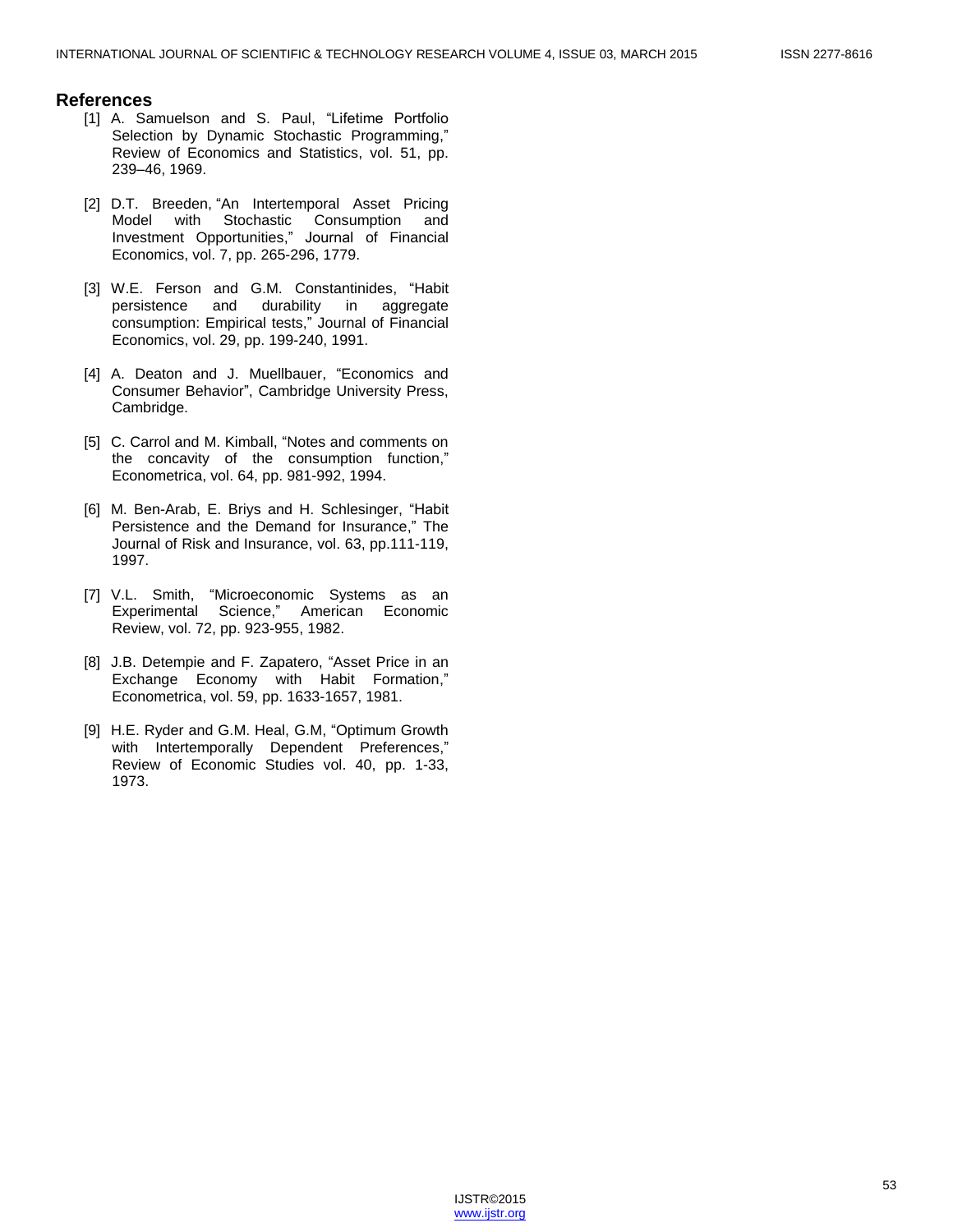## References

[1] A. Samuelson and S. Paul, "Lifetime Portfolio Selection by Dynamic Stochastic Programming," Review of Economics and Statistics, vol. 51, pp. 239–46, 1969.

[2] D.T. Breeden, "An Intertemporal Asset Pricing Model with Stochastic Consumption and Investment Opportunities," Journal of Financial Economics, vol. 7, pp. 265-296, 1779.

[3] W.E. Ferson and G.M. Constantinides, "Habit persistence and durability in aggregate consumption: Empirical tests," Journal of Financial Economics, vol. 29, pp. 199-240, 1991.

[4] A. Deaton and J. Muellbauer, "Economics and Consumer Behavior", Cambridge University Press, Cambridge.

[5] C. Carrol and M. Kimball, "Notes and comments on the concavity of the consumption function," Econometrica, vol. 64, pp. 981-992, 1994.

[6] M. Ben-Arab, E. Briys and H. Schlesinger, "Habit Persistence and the Demand for Insurance," The Journal of Risk and Insurance, vol. 63, pp.111-119, 1997.

[7] V.L. Smith, "Microeconomic Systems as an Experimental Science," American Economic Review, vol. 72, pp. 923-955, 1982.

[8] J.B. Detempie and F. Zapatero, "Asset Price in an Exchange Economy with Habit Formation," Econometrica, vol. 59, pp. 1633-1657, 1981.

[9] H.E. Ryder and G.M. Heal, G.M, "Optimum Growth with Intertemporally Dependent Preferences," Review of Economic Studies vol. 40, pp. 1-33, 1973.